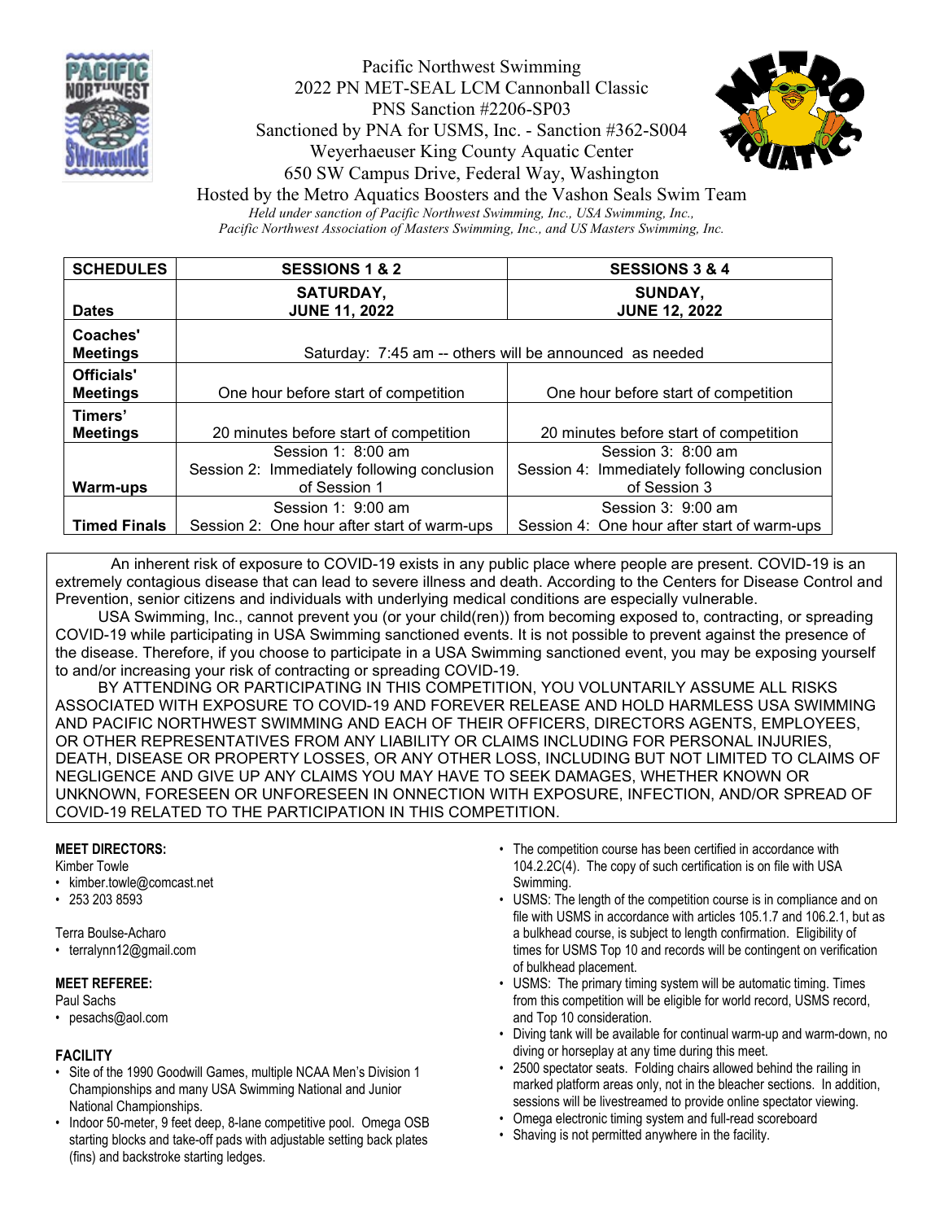# Pacific Northwest Swimming
## 2022 PN MET-SEAL LCM Cannonball Classic

PNS Sanction #2206-SP03
Sanctioned by PNA for USMS, Inc. - Sanction #362-S004
Weyerhaeuser King County Aquatic Center
650 SW Campus Drive, Federal Way, Washington
Hosted by the Metro Aquatics Boosters and the Vashon Seals Swim Team

*Held under sanction of Pacific Northwest Swimming, Inc., USA Swimming, Inc., Pacific Northwest Association of Masters Swimming, Inc., and US Masters Swimming, Inc.*

| SCHEDULES | SESSIONS 1 & 2 | SESSIONS 3 & 4 |
|---|---|---|
| Dates | SATURDAY, JUNE 11, 2022 | SUNDAY, JUNE 12, 2022 |
| Coaches' Meetings | Saturday: 7:45 am -- others will be announced as needed | |
| Officials' Meetings | One hour before start of competition | One hour before start of competition |
| Timers' Meetings | 20 minutes before start of competition | 20 minutes before start of competition |
| Warm-ups | Session 1: 8:00 am<br>Session 2: Immediately following conclusion of Session 1 | Session 3: 8:00 am<br>Session 4: Immediately following conclusion of Session 3 |
| Timed Finals | Session 1: 9:00 am<br>Session 2: One hour after start of warm-ups | Session 3: 9:00 am<br>Session 4: One hour after start of warm-ups |

An inherent risk of exposure to COVID-19 exists in any public place where people are present. COVID-19 is an extremely contagious disease that can lead to severe illness and death. According to the Centers for Disease Control and Prevention, senior citizens and individuals with underlying medical conditions are especially vulnerable.

USA Swimming, Inc., cannot prevent you (or your child(ren)) from becoming exposed to, contracting, or spreading COVID-19 while participating in USA Swimming sanctioned events. It is not possible to prevent against the presence of the disease. Therefore, if you choose to participate in a USA Swimming sanctioned event, you may be exposing yourself to and/or increasing your risk of contracting or spreading COVID-19.

BY ATTENDING OR PARTICIPATING IN THIS COMPETITION, YOU VOLUNTARILY ASSUME ALL RISKS ASSOCIATED WITH EXPOSURE TO COVID-19 AND FOREVER RELEASE AND HOLD HARMLESS USA SWIMMING AND PACIFIC NORTHWEST SWIMMING AND EACH OF THEIR OFFICERS, DIRECTORS AGENTS, EMPLOYEES, OR OTHER REPRESENTATIVES FROM ANY LIABILITY OR CLAIMS INCLUDING FOR PERSONAL INJURIES, DEATH, DISEASE OR PROPERTY LOSSES, OR ANY OTHER LOSS, INCLUDING BUT NOT LIMITED TO CLAIMS OF NEGLIGENCE AND GIVE UP ANY CLAIMS YOU MAY HAVE TO SEEK DAMAGES, WHETHER KNOWN OR UNKNOWN, FORESEEN OR UNFORESEEN IN ONNECTION WITH EXPOSURE, INFECTION, AND/OR SPREAD OF COVID-19 RELATED TO THE PARTICIPATION IN THIS COMPETITION.

**MEET DIRECTORS:**

Kimber Towle

- kimber.towle@comcast.net
- 253 203 8593

Terra Boulse-Acharo

- terralynn12@gmail.com

**MEET REFEREE:**

Paul Sachs

- pesachs@aol.com

**FACILITY**

- Site of the 1990 Goodwill Games, multiple NCAA Men's Division 1 Championships and many USA Swimming National and Junior National Championships.
- Indoor 50-meter, 9 feet deep, 8-lane competitive pool. Omega OSB starting blocks and take-off pads with adjustable setting back plates (fins) and backstroke starting ledges.
- The competition course has been certified in accordance with 104.2.2C(4). The copy of such certification is on file with USA Swimming.
- USMS: The length of the competition course is in compliance and on file with USMS in accordance with articles 105.1.7 and 106.2.1, but as a bulkhead course, is subject to length confirmation. Eligibility of times for USMS Top 10 and records will be contingent on verification of bulkhead placement.
- USMS: The primary timing system will be automatic timing. Times from this competition will be eligible for world record, USMS record, and Top 10 consideration.
- Diving tank will be available for continual warm-up and warm-down, no diving or horseplay at any time during this meet.
- 2500 spectator seats. Folding chairs allowed behind the railing in marked platform areas only, not in the bleacher sections. In addition, sessions will be livestreamed to provide online spectator viewing.
- Omega electronic timing system and full-read scoreboard
- Shaving is not permitted anywhere in the facility.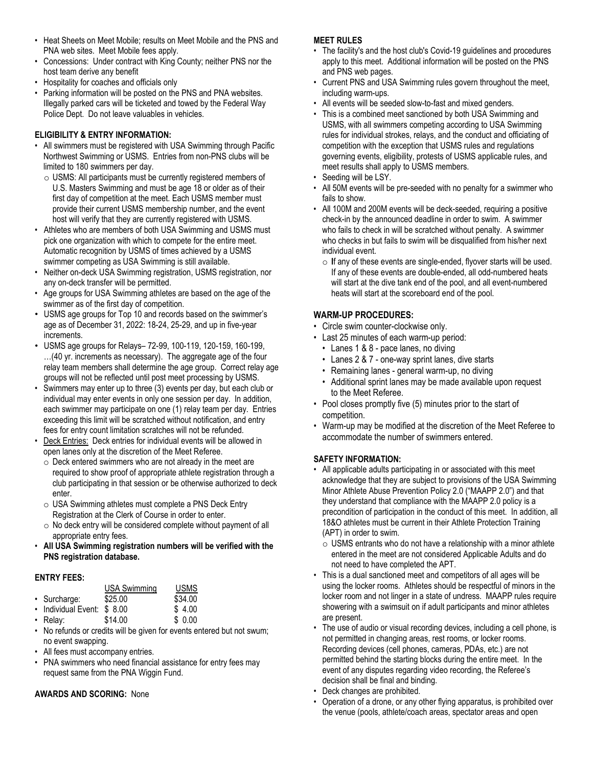- Heat Sheets on Meet Mobile; results on Meet Mobile and the PNS and PNA web sites. Meet Mobile fees apply.
- Concessions: Under contract with King County; neither PNS nor the host team derive any benefit
- Hospitality for coaches and officials only
- Parking information will be posted on the PNS and PNA websites. Illegally parked cars will be ticketed and towed by the Federal Way Police Dept. Do not leave valuables in vehicles.

**ELIGIBILITY & ENTRY INFORMATION:**

- All swimmers must be registered with USA Swimming through Pacific Northwest Swimming or USMS. Entries from non-PNS clubs will be limited to 180 swimmers per day.
  - USMS: All participants must be currently registered members of U.S. Masters Swimming and must be age 18 or older as of their first day of competition at the meet. Each USMS member must provide their current USMS membership number, and the event host will verify that they are currently registered with USMS.
- Athletes who are members of both USA Swimming and USMS must pick one organization with which to compete for the entire meet. Automatic recognition by USMS of times achieved by a USMS swimmer competing as USA Swimming is still available.
- Neither on-deck USA Swimming registration, USMS registration, nor any on-deck transfer will be permitted.
- Age groups for USA Swimming athletes are based on the age of the swimmer as of the first day of competition.
- USMS age groups for Top 10 and records based on the swimmer's age as of December 31, 2022: 18-24, 25-29, and up in five-year increments.
- USMS age groups for Relays– 72-99, 100-119, 120-159, 160-199, …(40 yr. increments as necessary). The aggregate age of the four relay team members shall determine the age group. Correct relay age groups will not be reflected until post meet processing by USMS.
- Swimmers may enter up to three (3) events per day, but each club or individual may enter events in only one session per day. In addition, each swimmer may participate on one (1) relay team per day. Entries exceeding this limit will be scratched without notification, and entry fees for entry count limitation scratches will not be refunded.
- Deck Entries: Deck entries for individual events will be allowed in open lanes only at the discretion of the Meet Referee.
  - Deck entered swimmers who are not already in the meet are required to show proof of appropriate athlete registration through a club participating in that session or be otherwise authorized to deck enter.
  - USA Swimming athletes must complete a PNS Deck Entry Registration at the Clerk of Course in order to enter.
  - No deck entry will be considered complete without payment of all appropriate entry fees.
- **All USA Swimming registration numbers will be verified with the PNS registration database.**

**ENTRY FEES:**

| | USA Swimming | USMS |
|---|---|---|
| • Surcharge: | $25.00 | $34.00 |
| • Individual Event: | $ 8.00 | $ 4.00 |
| • Relay: | $14.00 | $ 0.00 |

- No refunds or credits will be given for events entered but not swum; no event swapping.
- All fees must accompany entries.
- PNA swimmers who need financial assistance for entry fees may request same from the PNA Wiggin Fund.

**AWARDS AND SCORING:** None

**MEET RULES**

- The facility's and the host club's Covid-19 guidelines and procedures apply to this meet. Additional information will be posted on the PNS and PNS web pages.
- Current PNS and USA Swimming rules govern throughout the meet, including warm-ups.
- All events will be seeded slow-to-fast and mixed genders.
- This is a combined meet sanctioned by both USA Swimming and USMS, with all swimmers competing according to USA Swimming rules for individual strokes, relays, and the conduct and officiating of competition with the exception that USMS rules and regulations governing events, eligibility, protests of USMS applicable rules, and meet results shall apply to USMS members.
- Seeding will be LSY.
- All 50M events will be pre-seeded with no penalty for a swimmer who fails to show.
- All 100M and 200M events will be deck-seeded, requiring a positive check-in by the announced deadline in order to swim. A swimmer who fails to check in will be scratched without penalty. A swimmer who checks in but fails to swim will be disqualified from his/her next individual event.
  - If any of these events are single-ended, flyover starts will be used. If any of these events are double-ended, all odd-numbered heats will start at the dive tank end of the pool, and all event-numbered heats will start at the scoreboard end of the pool.

**WARM-UP PROCEDURES:**

- Circle swim counter-clockwise only.
- Last 25 minutes of each warm-up period:
  - Lanes 1 & 8 - pace lanes, no diving
  - Lanes 2 & 7 - one-way sprint lanes, dive starts
  - Remaining lanes - general warm-up, no diving
  - Additional sprint lanes may be made available upon request to the Meet Referee.
- Pool closes promptly five (5) minutes prior to the start of competition.
- Warm-up may be modified at the discretion of the Meet Referee to accommodate the number of swimmers entered.

**SAFETY INFORMATION:**

- All applicable adults participating in or associated with this meet acknowledge that they are subject to provisions of the USA Swimming Minor Athlete Abuse Prevention Policy 2.0 ("MAAPP 2.0") and that they understand that compliance with the MAAPP 2.0 policy is a precondition of participation in the conduct of this meet. In addition, all 18&O athletes must be current in their Athlete Protection Training (APT) in order to swim.
  - USMS entrants who do not have a relationship with a minor athlete entered in the meet are not considered Applicable Adults and do not need to have completed the APT.
- This is a dual sanctioned meet and competitors of all ages will be using the locker rooms. Athletes should be respectful of minors in the locker room and not linger in a state of undress. MAAPP rules require showering with a swimsuit on if adult participants and minor athletes are present.
- The use of audio or visual recording devices, including a cell phone, is not permitted in changing areas, rest rooms, or locker rooms. Recording devices (cell phones, cameras, PDAs, etc.) are not permitted behind the starting blocks during the entire meet. In the event of any disputes regarding video recording, the Referee's decision shall be final and binding.
- Deck changes are prohibited.
- Operation of a drone, or any other flying apparatus, is prohibited over the venue (pools, athlete/coach areas, spectator areas and open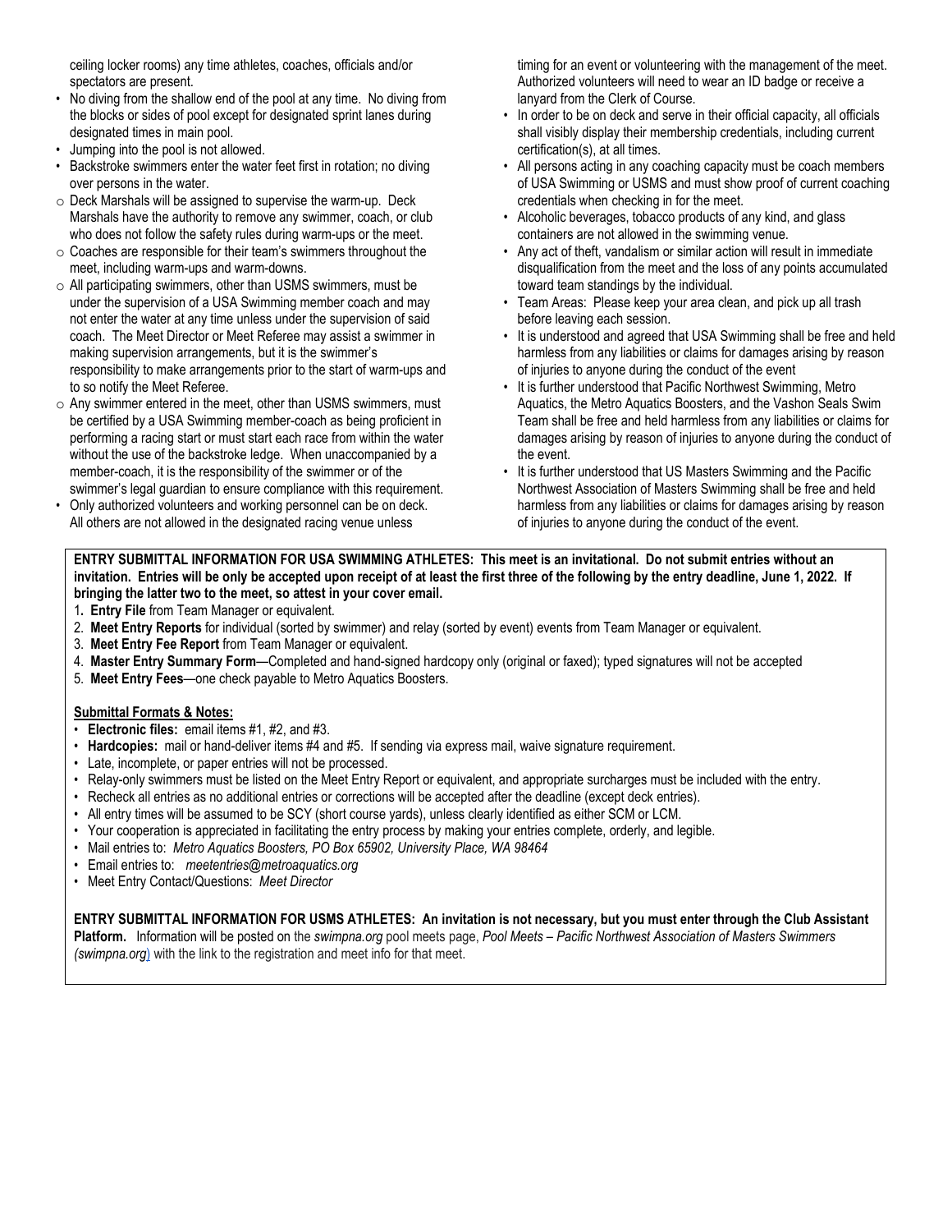ceiling locker rooms) any time athletes, coaches, officials and/or spectators are present.

- No diving from the shallow end of the pool at any time. No diving from the blocks or sides of pool except for designated sprint lanes during designated times in main pool.
- Jumping into the pool is not allowed.
- Backstroke swimmers enter the water feet first in rotation; no diving over persons in the water.
- Deck Marshals will be assigned to supervise the warm-up. Deck Marshals have the authority to remove any swimmer, coach, or club who does not follow the safety rules during warm-ups or the meet.
- Coaches are responsible for their team's swimmers throughout the meet, including warm-ups and warm-downs.
- All participating swimmers, other than USMS swimmers, must be under the supervision of a USA Swimming member coach and may not enter the water at any time unless under the supervision of said coach. The Meet Director or Meet Referee may assist a swimmer in making supervision arrangements, but it is the swimmer's responsibility to make arrangements prior to the start of warm-ups and to so notify the Meet Referee.
- Any swimmer entered in the meet, other than USMS swimmers, must be certified by a USA Swimming member-coach as being proficient in performing a racing start or must start each race from within the water without the use of the backstroke ledge. When unaccompanied by a member-coach, it is the responsibility of the swimmer or of the swimmer's legal guardian to ensure compliance with this requirement.
- Only authorized volunteers and working personnel can be on deck. All others are not allowed in the designated racing venue unless timing for an event or volunteering with the management of the meet. Authorized volunteers will need to wear an ID badge or receive a lanyard from the Clerk of Course.
- In order to be on deck and serve in their official capacity, all officials shall visibly display their membership credentials, including current certification(s), at all times.
- All persons acting in any coaching capacity must be coach members of USA Swimming or USMS and must show proof of current coaching credentials when checking in for the meet.
- Alcoholic beverages, tobacco products of any kind, and glass containers are not allowed in the swimming venue.
- Any act of theft, vandalism or similar action will result in immediate disqualification from the meet and the loss of any points accumulated toward team standings by the individual.
- Team Areas: Please keep your area clean, and pick up all trash before leaving each session.
- It is understood and agreed that USA Swimming shall be free and held harmless from any liabilities or claims for damages arising by reason of injuries to anyone during the conduct of the event
- It is further understood that Pacific Northwest Swimming, Metro Aquatics, the Metro Aquatics Boosters, and the Vashon Seals Swim Team shall be free and held harmless from any liabilities or claims for damages arising by reason of injuries to anyone during the conduct of the event.
- It is further understood that US Masters Swimming and the Pacific Northwest Association of Masters Swimming shall be free and held harmless from any liabilities or claims for damages arising by reason of injuries to anyone during the conduct of the event.

**ENTRY SUBMITTAL INFORMATION FOR USA SWIMMING ATHLETES: This meet is an invitational. Do not submit entries without an invitation. Entries will be only be accepted upon receipt of at least the first three of the following by the entry deadline, June 1, 2022. If bringing the latter two to the meet, so attest in your cover email.**

1. **Entry File** from Team Manager or equivalent.
2. **Meet Entry Reports** for individual (sorted by swimmer) and relay (sorted by event) events from Team Manager or equivalent.
3. **Meet Entry Fee Report** from Team Manager or equivalent.
4. **Master Entry Summary Form**—Completed and hand-signed hardcopy only (original or faxed); typed signatures will not be accepted
5. **Meet Entry Fees**—one check payable to Metro Aquatics Boosters.

**Submittal Formats & Notes:**

- **Electronic files:** email items #1, #2, and #3.
- **Hardcopies:** mail or hand-deliver items #4 and #5. If sending via express mail, waive signature requirement.
- Late, incomplete, or paper entries will not be processed.
- Relay-only swimmers must be listed on the Meet Entry Report or equivalent, and appropriate surcharges must be included with the entry.
- Recheck all entries as no additional entries or corrections will be accepted after the deadline (except deck entries).
- All entry times will be assumed to be SCY (short course yards), unless clearly identified as either SCM or LCM.
- Your cooperation is appreciated in facilitating the entry process by making your entries complete, orderly, and legible.
- Mail entries to: *Metro Aquatics Boosters, PO Box 65902, University Place, WA 98464*
- Email entries to: *meetentries@metroaquatics.org*
- Meet Entry Contact/Questions: *Meet Director*

**ENTRY SUBMITTAL INFORMATION FOR USMS ATHLETES: An invitation is not necessary, but you must enter through the Club Assistant Platform.** Information will be posted on the *swimpna.org* pool meets page, *Pool Meets – Pacific Northwest Association of Masters Swimmers (swimpna.org)* with the link to the registration and meet info for that meet.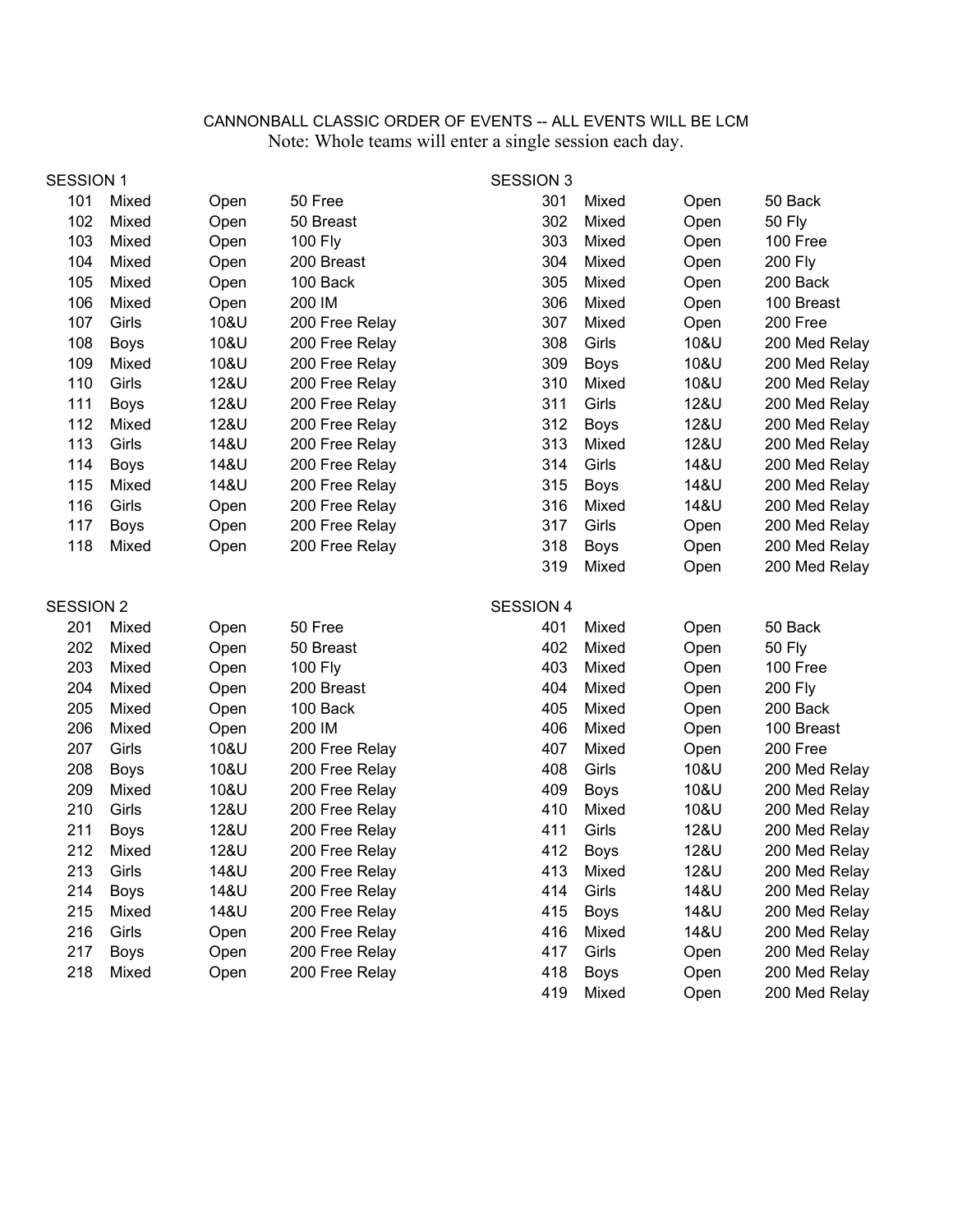CANNONBALL CLASSIC ORDER OF EVENTS -- ALL EVENTS WILL BE LCM

Note: Whole teams will enter a single session each day.

SESSION 1

| Event | Gender | Age | Event Name |
|---|---|---|---|
| 101 | Mixed | Open | 50 Free |
| 102 | Mixed | Open | 50 Breast |
| 103 | Mixed | Open | 100 Fly |
| 104 | Mixed | Open | 200 Breast |
| 105 | Mixed | Open | 100 Back |
| 106 | Mixed | Open | 200 IM |
| 107 | Girls | 10&U | 200 Free Relay |
| 108 | Boys | 10&U | 200 Free Relay |
| 109 | Mixed | 10&U | 200 Free Relay |
| 110 | Girls | 12&U | 200 Free Relay |
| 111 | Boys | 12&U | 200 Free Relay |
| 112 | Mixed | 12&U | 200 Free Relay |
| 113 | Girls | 14&U | 200 Free Relay |
| 114 | Boys | 14&U | 200 Free Relay |
| 115 | Mixed | 14&U | 200 Free Relay |
| 116 | Girls | Open | 200 Free Relay |
| 117 | Boys | Open | 200 Free Relay |
| 118 | Mixed | Open | 200 Free Relay |

SESSION 2

| Event | Gender | Age | Event Name |
|---|---|---|---|
| 201 | Mixed | Open | 50 Free |
| 202 | Mixed | Open | 50 Breast |
| 203 | Mixed | Open | 100 Fly |
| 204 | Mixed | Open | 200 Breast |
| 205 | Mixed | Open | 100 Back |
| 206 | Mixed | Open | 200 IM |
| 207 | Girls | 10&U | 200 Free Relay |
| 208 | Boys | 10&U | 200 Free Relay |
| 209 | Mixed | 10&U | 200 Free Relay |
| 210 | Girls | 12&U | 200 Free Relay |
| 211 | Boys | 12&U | 200 Free Relay |
| 212 | Mixed | 12&U | 200 Free Relay |
| 213 | Girls | 14&U | 200 Free Relay |
| 214 | Boys | 14&U | 200 Free Relay |
| 215 | Mixed | 14&U | 200 Free Relay |
| 216 | Girls | Open | 200 Free Relay |
| 217 | Boys | Open | 200 Free Relay |
| 218 | Mixed | Open | 200 Free Relay |

SESSION 3

| Event | Gender | Age | Event Name |
|---|---|---|---|
| 301 | Mixed | Open | 50 Back |
| 302 | Mixed | Open | 50 Fly |
| 303 | Mixed | Open | 100 Free |
| 304 | Mixed | Open | 200 Fly |
| 305 | Mixed | Open | 200 Back |
| 306 | Mixed | Open | 100 Breast |
| 307 | Mixed | Open | 200 Free |
| 308 | Girls | 10&U | 200 Med Relay |
| 309 | Boys | 10&U | 200 Med Relay |
| 310 | Mixed | 10&U | 200 Med Relay |
| 311 | Girls | 12&U | 200 Med Relay |
| 312 | Boys | 12&U | 200 Med Relay |
| 313 | Mixed | 12&U | 200 Med Relay |
| 314 | Girls | 14&U | 200 Med Relay |
| 315 | Boys | 14&U | 200 Med Relay |
| 316 | Mixed | 14&U | 200 Med Relay |
| 317 | Girls | Open | 200 Med Relay |
| 318 | Boys | Open | 200 Med Relay |
| 319 | Mixed | Open | 200 Med Relay |

SESSION 4

| Event | Gender | Age | Event Name |
|---|---|---|---|
| 401 | Mixed | Open | 50 Back |
| 402 | Mixed | Open | 50 Fly |
| 403 | Mixed | Open | 100 Free |
| 404 | Mixed | Open | 200 Fly |
| 405 | Mixed | Open | 200 Back |
| 406 | Mixed | Open | 100 Breast |
| 407 | Mixed | Open | 200 Free |
| 408 | Girls | 10&U | 200 Med Relay |
| 409 | Boys | 10&U | 200 Med Relay |
| 410 | Mixed | 10&U | 200 Med Relay |
| 411 | Girls | 12&U | 200 Med Relay |
| 412 | Boys | 12&U | 200 Med Relay |
| 413 | Mixed | 12&U | 200 Med Relay |
| 414 | Girls | 14&U | 200 Med Relay |
| 415 | Boys | 14&U | 200 Med Relay |
| 416 | Mixed | 14&U | 200 Med Relay |
| 417 | Girls | Open | 200 Med Relay |
| 418 | Boys | Open | 200 Med Relay |
| 419 | Mixed | Open | 200 Med Relay |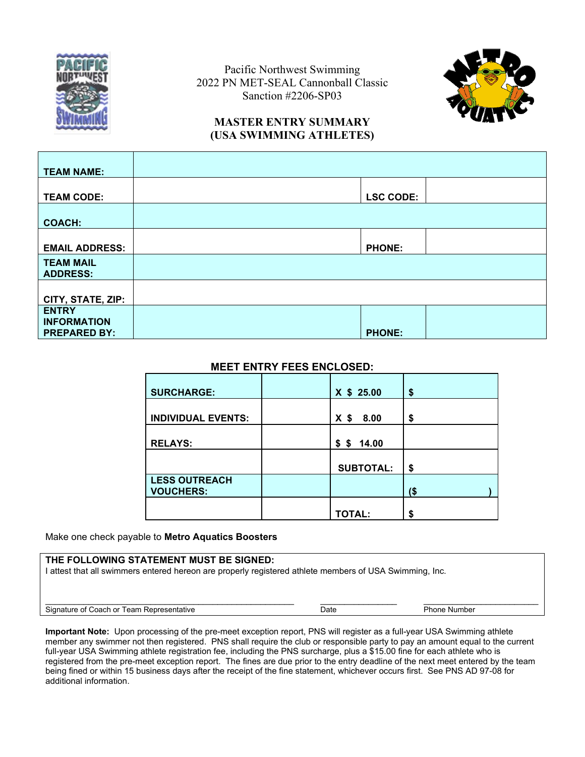Pacific Northwest Swimming
2022 PN MET-SEAL Cannonball Classic
Sanction #2206-SP03

## MASTER ENTRY SUMMARY
## (USA SWIMMING ATHLETES)

| | | | |
|---|---|---|---|
| **TEAM NAME:** | | | |
| **TEAM CODE:** | | **LSC CODE:** | |
| **COACH:** | | | |
| **EMAIL ADDRESS:** | | **PHONE:** | |
| **TEAM MAIL ADDRESS:** | | | |
| **CITY, STATE, ZIP:** | | | |
| **ENTRY INFORMATION PREPARED BY:** | | **PHONE:** | |

### MEET ENTRY FEES ENCLOSED:

| | | | |
|---|---|---|---|
| **SURCHARGE:** | | **X $ 25.00** | **$** |
| **INDIVIDUAL EVENTS:** | | **X $ 8.00** | **$** |
| **RELAYS:** | | **$ $ 14.00** | |
| | | **SUBTOTAL:** | **$** |
| **LESS OUTREACH VOUCHERS:** | | | **($ )** |
| | | **TOTAL:** | **$** |

Make one check payable to **Metro Aquatics Boosters**

**THE FOLLOWING STATEMENT MUST BE SIGNED:**
I attest that all swimmers entered hereon are properly registered athlete members of USA Swimming, Inc.

\_\_\_\_\_\_\_\_\_\_\_\_\_\_\_\_\_\_\_\_\_\_\_\_\_\_\_\_\_\_\_\_\_\_\_\_\_\_\_\_ \_\_\_\_\_\_\_\_\_\_\_\_\_\_\_\_ \_\_\_\_\_\_\_\_\_\_\_\_\_\_\_\_\_\_\_\_
Signature of Coach or Team Representative | Date | Phone Number

**Important Note:** Upon processing of the pre-meet exception report, PNS will register as a full-year USA Swimming athlete member any swimmer not then registered. PNS shall require the club or responsible party to pay an amount equal to the current full-year USA Swimming athlete registration fee, including the PNS surcharge, plus a $15.00 fine for each athlete who is registered from the pre-meet exception report. The fines are due prior to the entry deadline of the next meet entered by the team being fined or within 15 business days after the receipt of the fine statement, whichever occurs first. See PNS AD 97-08 for additional information.